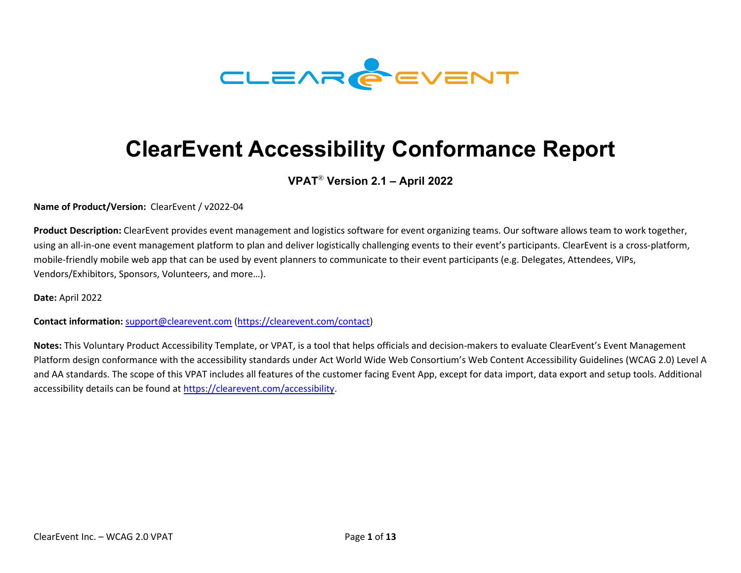# ClearEvent Accessibility Conformance Report

**VPAT® Version 2.1 – April 2022**

**Name of Product/Version:** ClearEvent / v2022-04

**Product Description:** ClearEvent provides event management and logistics software for event organizing teams. Our software allows team to work together, using an all-in-one event management platform to plan and deliver logistically challenging events to their event's participants. ClearEvent is a cross-platform, mobile-friendly mobile web app that can be used by event planners to communicate to their event participants (e.g. Delegates, Attendees, VIPs, Vendors/Exhibitors, Sponsors, Volunteers, and more…).

**Date:** April 2022

**Contact information:** support@clearevent.com (https://clearevent.com/contact)

**Notes:** This Voluntary Product Accessibility Template, or VPAT, is a tool that helps officials and decision-makers to evaluate ClearEvent's Event Management Platform design conformance with the accessibility standards under Act World Wide Web Consortium's Web Content Accessibility Guidelines (WCAG 2.0) Level A and AA standards. The scope of this VPAT includes all features of the customer facing Event App, except for data import, data export and setup tools. Additional accessibility details can be found at https://clearevent.com/accessibility.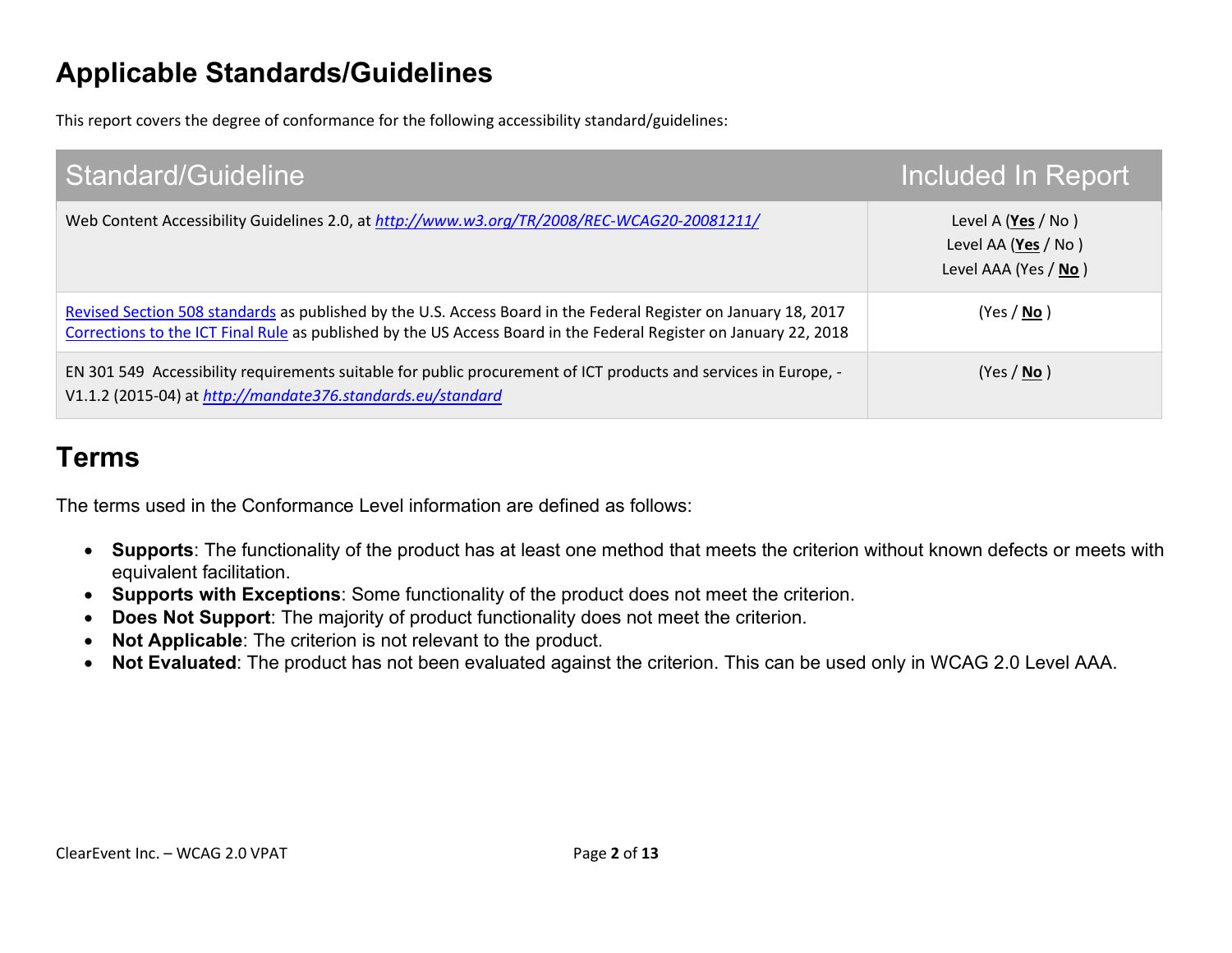## Applicable Standards/Guidelines

This report covers the degree of conformance for the following accessibility standard/guidelines:

| Standard/Guideline | Included In Report |
|---|---|
| Web Content Accessibility Guidelines 2.0, at *http://www.w3.org/TR/2008/REC-WCAG20-20081211/* | Level A (**Yes** / No )<br>Level AA (**Yes** / No )<br>Level AAA (Yes / **No** ) |
| Revised Section 508 standards as published by the U.S. Access Board in the Federal Register on January 18, 2017<br>Corrections to the ICT Final Rule as published by the US Access Board in the Federal Register on January 22, 2018 | (Yes / **No** ) |
| EN 301 549 Accessibility requirements suitable for public procurement of ICT products and services in Europe, - V1.1.2 (2015-04) at *http://mandate376.standards.eu/standard* | (Yes / **No** ) |

## Terms

The terms used in the Conformance Level information are defined as follows:

- **Supports**: The functionality of the product has at least one method that meets the criterion without known defects or meets with equivalent facilitation.
- **Supports with Exceptions**: Some functionality of the product does not meet the criterion.
- **Does Not Support**: The majority of product functionality does not meet the criterion.
- **Not Applicable**: The criterion is not relevant to the product.
- **Not Evaluated**: The product has not been evaluated against the criterion. This can be used only in WCAG 2.0 Level AAA.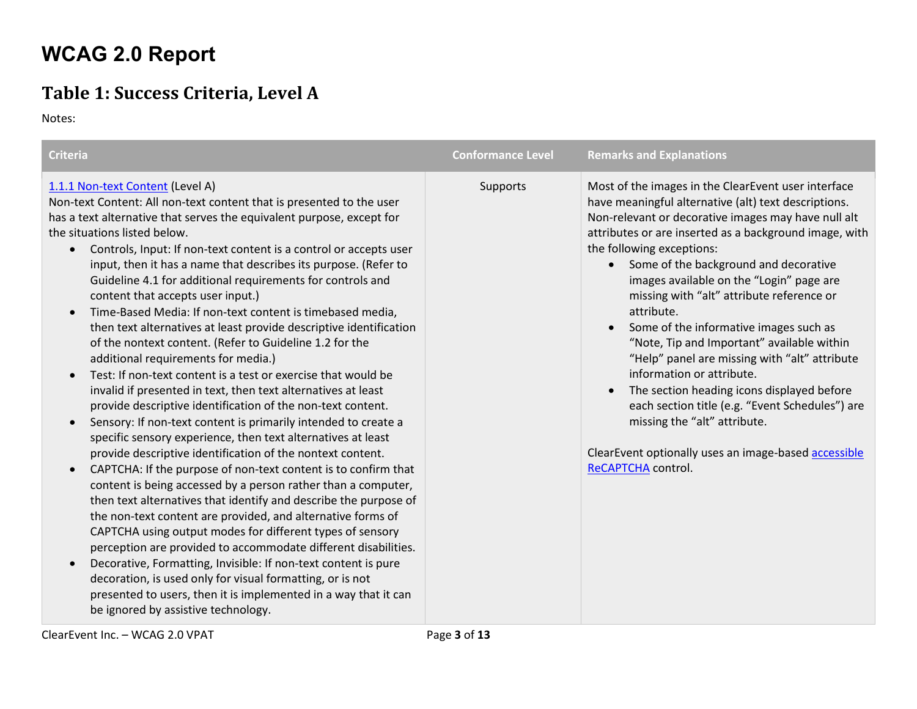# WCAG 2.0 Report

## Table 1: Success Criteria, Level A

Notes:

| Criteria | Conformance Level | Remarks and Explanations |
| --- | --- | --- |
| [1.1.1 Non-text Content](#) (Level A)<br>Non-text Content: All non-text content that is presented to the user has a text alternative that serves the equivalent purpose, except for the situations listed below.<br>• Controls, Input: If non-text content is a control or accepts user input, then it has a name that describes its purpose. (Refer to Guideline 4.1 for additional requirements for controls and content that accepts user input.)<br>• Time-Based Media: If non-text content is timebased media, then text alternatives at least provide descriptive identification of the nontext content. (Refer to Guideline 1.2 for the additional requirements for media.)<br>• Test: If non-text content is a test or exercise that would be invalid if presented in text, then text alternatives at least provide descriptive identification of the non-text content.<br>• Sensory: If non-text content is primarily intended to create a specific sensory experience, then text alternatives at least provide descriptive identification of the nontext content.<br>• CAPTCHA: If the purpose of non-text content is to confirm that content is being accessed by a person rather than a computer, then text alternatives that identify and describe the purpose of the non-text content are provided, and alternative forms of CAPTCHA using output modes for different types of sensory perception are provided to accommodate different disabilities.<br>• Decorative, Formatting, Invisible: If non-text content is pure decoration, is used only for visual formatting, or is not presented to users, then it is implemented in a way that it can be ignored by assistive technology. | Supports | Most of the images in the ClearEvent user interface have meaningful alternative (alt) text descriptions. Non-relevant or decorative images may have null alt attributes or are inserted as a background image, with the following exceptions:<br>• Some of the background and decorative images available on the "Login" page are missing with "alt" attribute reference or attribute.<br>• Some of the informative images such as "Note, Tip and Important" available within "Help" panel are missing with "alt" attribute information or attribute.<br>• The section heading icons displayed before each section title (e.g. "Event Schedules") are missing the "alt" attribute.<br><br>ClearEvent optionally uses an image-based [accessible ReCAPTCHA](#) control. |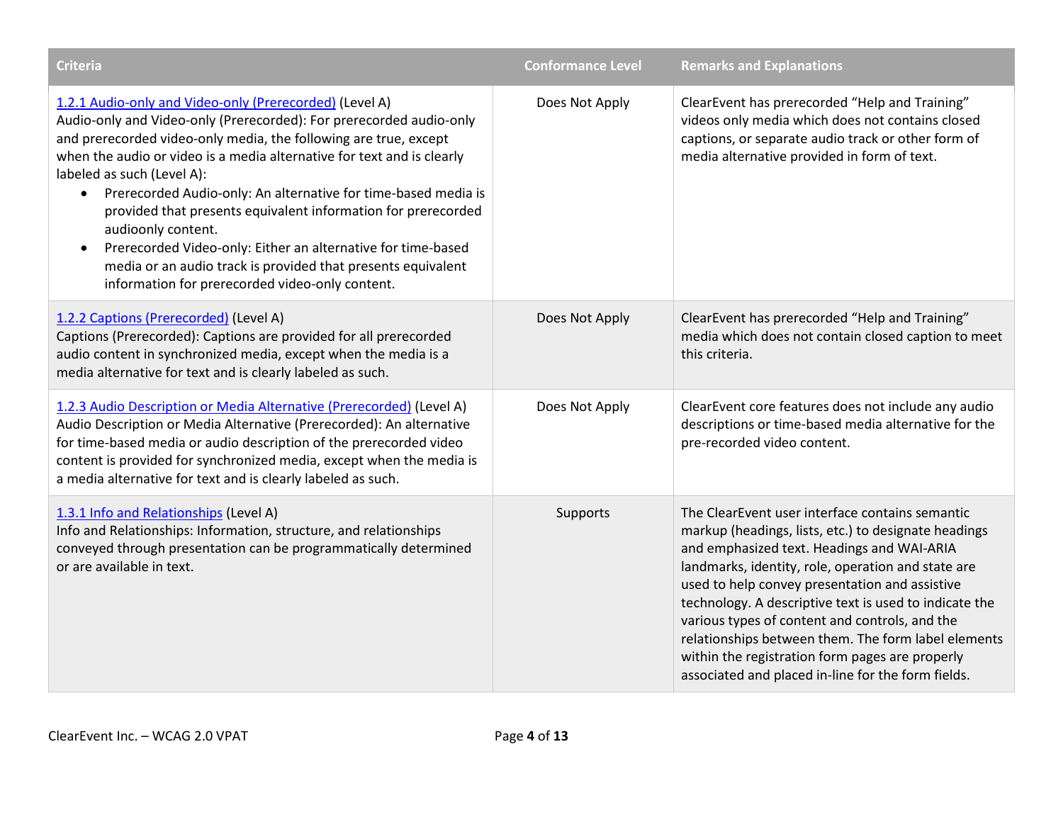| Criteria | Conformance Level | Remarks and Explanations |
| --- | --- | --- |
| [1.2.1 Audio-only and Video-only (Prerecorded)](#) (Level A) Audio-only and Video-only (Prerecorded): For prerecorded audio-only and prerecorded video-only media, the following are true, except when the audio or video is a media alternative for text and is clearly labeled as such (Level A): <ul><li>Prerecorded Audio-only: An alternative for time-based media is provided that presents equivalent information for prerecorded audioonly content.</li><li>Prerecorded Video-only: Either an alternative for time-based media or an audio track is provided that presents equivalent information for prerecorded video-only content.</li></ul> | Does Not Apply | ClearEvent has prerecorded "Help and Training" videos only media which does not contains closed captions, or separate audio track or other form of media alternative provided in form of text. |
| [1.2.2 Captions (Prerecorded)](#) (Level A) Captions (Prerecorded): Captions are provided for all prerecorded audio content in synchronized media, except when the media is a media alternative for text and is clearly labeled as such. | Does Not Apply | ClearEvent has prerecorded "Help and Training" media which does not contain closed caption to meet this criteria. |
| [1.2.3 Audio Description or Media Alternative (Prerecorded)](#) (Level A) Audio Description or Media Alternative (Prerecorded): An alternative for time-based media or audio description of the prerecorded video content is provided for synchronized media, except when the media is a media alternative for text and is clearly labeled as such. | Does Not Apply | ClearEvent core features does not include any audio descriptions or time-based media alternative for the pre-recorded video content. |
| [1.3.1 Info and Relationships](#) (Level A) Info and Relationships: Information, structure, and relationships conveyed through presentation can be programmatically determined or are available in text. | Supports | The ClearEvent user interface contains semantic markup (headings, lists, etc.) to designate headings and emphasized text. Headings and WAI-ARIA landmarks, identity, role, operation and state are used to help convey presentation and assistive technology. A descriptive text is used to indicate the various types of content and controls, and the relationships between them. The form label elements within the registration form pages are properly associated and placed in-line for the form fields. |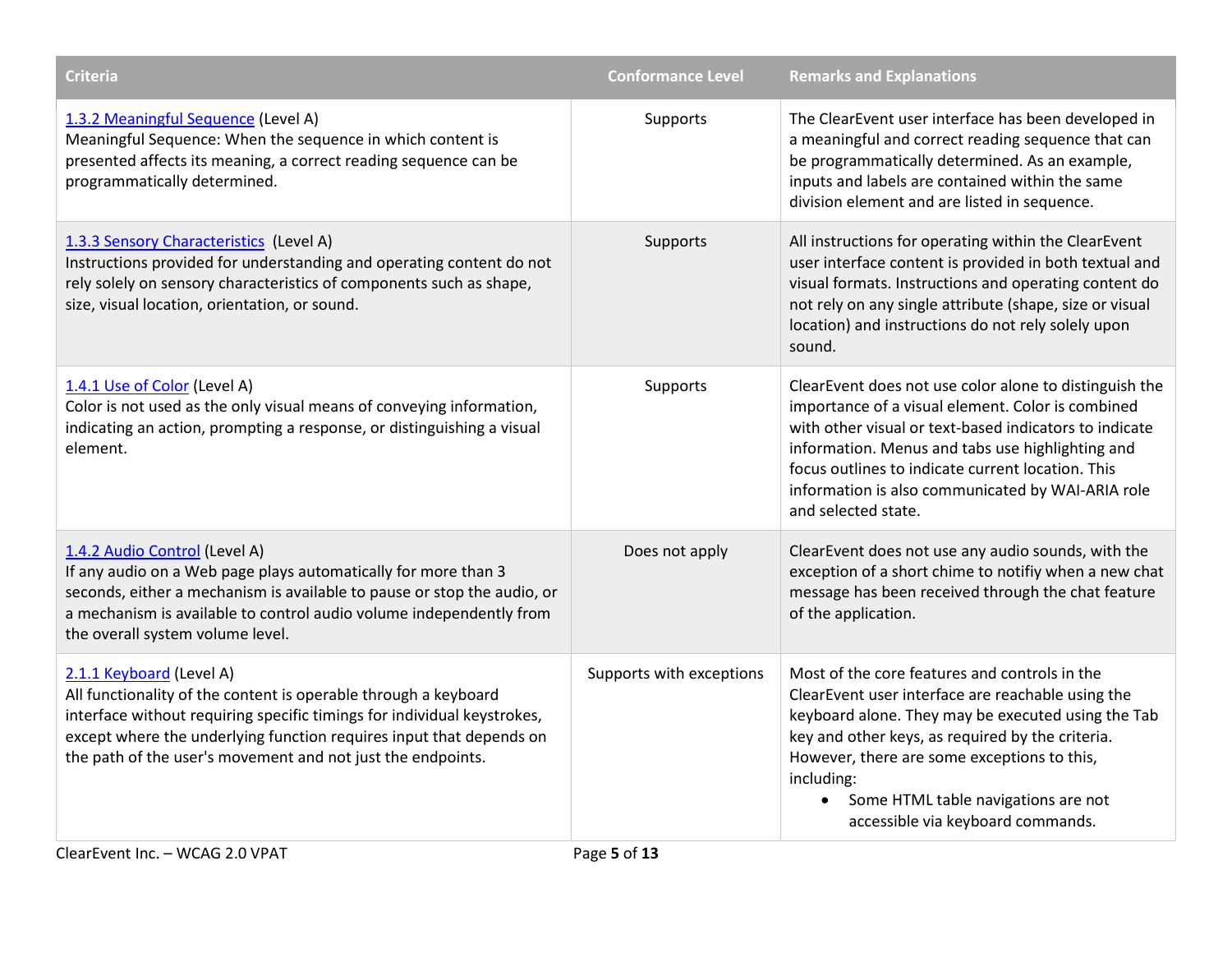| Criteria | Conformance Level | Remarks and Explanations |
| --- | --- | --- |
| [1.3.2 Meaningful Sequence](#) (Level A)<br>Meaningful Sequence: When the sequence in which content is presented affects its meaning, a correct reading sequence can be programmatically determined. | Supports | The ClearEvent user interface has been developed in a meaningful and correct reading sequence that can be programmatically determined. As an example, inputs and labels are contained within the same division element and are listed in sequence. |
| [1.3.3 Sensory Characteristics](#) (Level A)<br>Instructions provided for understanding and operating content do not rely solely on sensory characteristics of components such as shape, size, visual location, orientation, or sound. | Supports | All instructions for operating within the ClearEvent user interface content is provided in both textual and visual formats. Instructions and operating content do not rely on any single attribute (shape, size or visual location) and instructions do not rely solely upon sound. |
| [1.4.1 Use of Color](#) (Level A)<br>Color is not used as the only visual means of conveying information, indicating an action, prompting a response, or distinguishing a visual element. | Supports | ClearEvent does not use color alone to distinguish the importance of a visual element. Color is combined with other visual or text-based indicators to indicate information. Menus and tabs use highlighting and focus outlines to indicate current location. This information is also communicated by WAI-ARIA role and selected state. |
| [1.4.2 Audio Control](#) (Level A)<br>If any audio on a Web page plays automatically for more than 3 seconds, either a mechanism is available to pause or stop the audio, or a mechanism is available to control audio volume independently from the overall system volume level. | Does not apply | ClearEvent does not use any audio sounds, with the exception of a short chime to notifiy when a new chat message has been received through the chat feature of the application. |
| [2.1.1 Keyboard](#) (Level A)<br>All functionality of the content is operable through a keyboard interface without requiring specific timings for individual keystrokes, except where the underlying function requires input that depends on the path of the user's movement and not just the endpoints. | Supports with exceptions | Most of the core features and controls in the ClearEvent user interface are reachable using the keyboard alone. They may be executed using the Tab key and other keys, as required by the criteria. However, there are some exceptions to this, including:<br>• Some HTML table navigations are not accessible via keyboard commands. |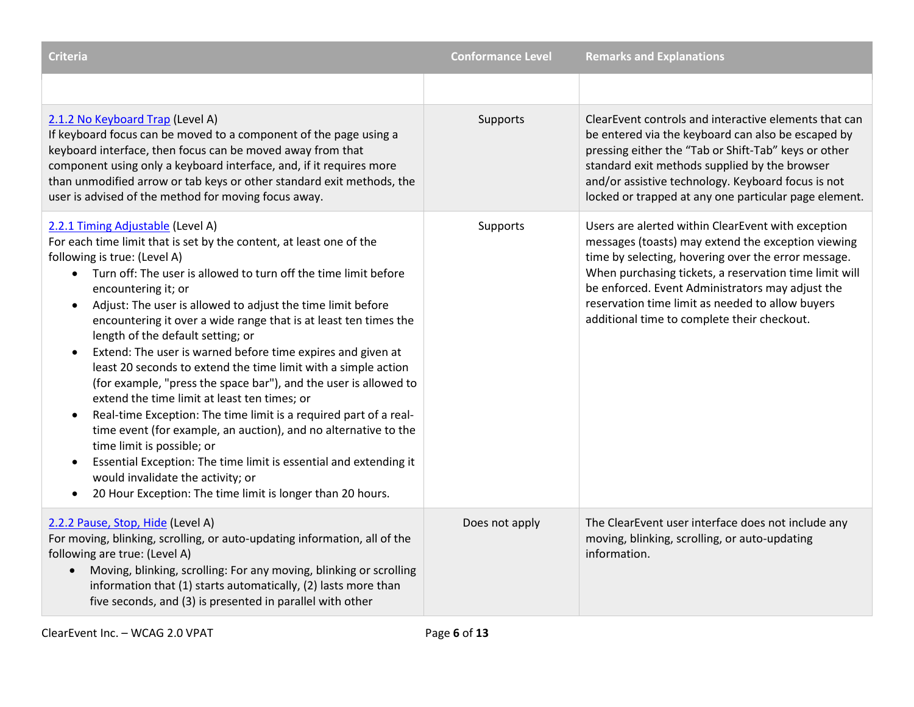| Criteria | Conformance Level | Remarks and Explanations |
|---|---|---|
| | | |
| [2.1.2 No Keyboard Trap](#) (Level A)<br>If keyboard focus can be moved to a component of the page using a keyboard interface, then focus can be moved away from that component using only a keyboard interface, and, if it requires more than unmodified arrow or tab keys or other standard exit methods, the user is advised of the method for moving focus away. | Supports | ClearEvent controls and interactive elements that can be entered via the keyboard can also be escaped by pressing either the "Tab or Shift-Tab" keys or other standard exit methods supplied by the browser and/or assistive technology. Keyboard focus is not locked or trapped at any one particular page element. |
| [2.2.1 Timing Adjustable](#) (Level A)<br>For each time limit that is set by the content, at least one of the following is true: (Level A)<br>• Turn off: The user is allowed to turn off the time limit before encountering it; or<br>• Adjust: The user is allowed to adjust the time limit before encountering it over a wide range that is at least ten times the length of the default setting; or<br>• Extend: The user is warned before time expires and given at least 20 seconds to extend the time limit with a simple action (for example, "press the space bar"), and the user is allowed to extend the time limit at least ten times; or<br>• Real-time Exception: The time limit is a required part of a real-time event (for example, an auction), and no alternative to the time limit is possible; or<br>• Essential Exception: The time limit is essential and extending it would invalidate the activity; or<br>• 20 Hour Exception: The time limit is longer than 20 hours. | Supports | Users are alerted within ClearEvent with exception messages (toasts) may extend the exception viewing time by selecting, hovering over the error message. When purchasing tickets, a reservation time limit will be enforced. Event Administrators may adjust the reservation time limit as needed to allow buyers additional time to complete their checkout. |
| [2.2.2 Pause, Stop, Hide](#) (Level A)<br>For moving, blinking, scrolling, or auto-updating information, all of the following are true: (Level A)<br>• Moving, blinking, scrolling: For any moving, blinking or scrolling information that (1) starts automatically, (2) lasts more than five seconds, and (3) is presented in parallel with other | Does not apply | The ClearEvent user interface does not include any moving, blinking, scrolling, or auto-updating information. |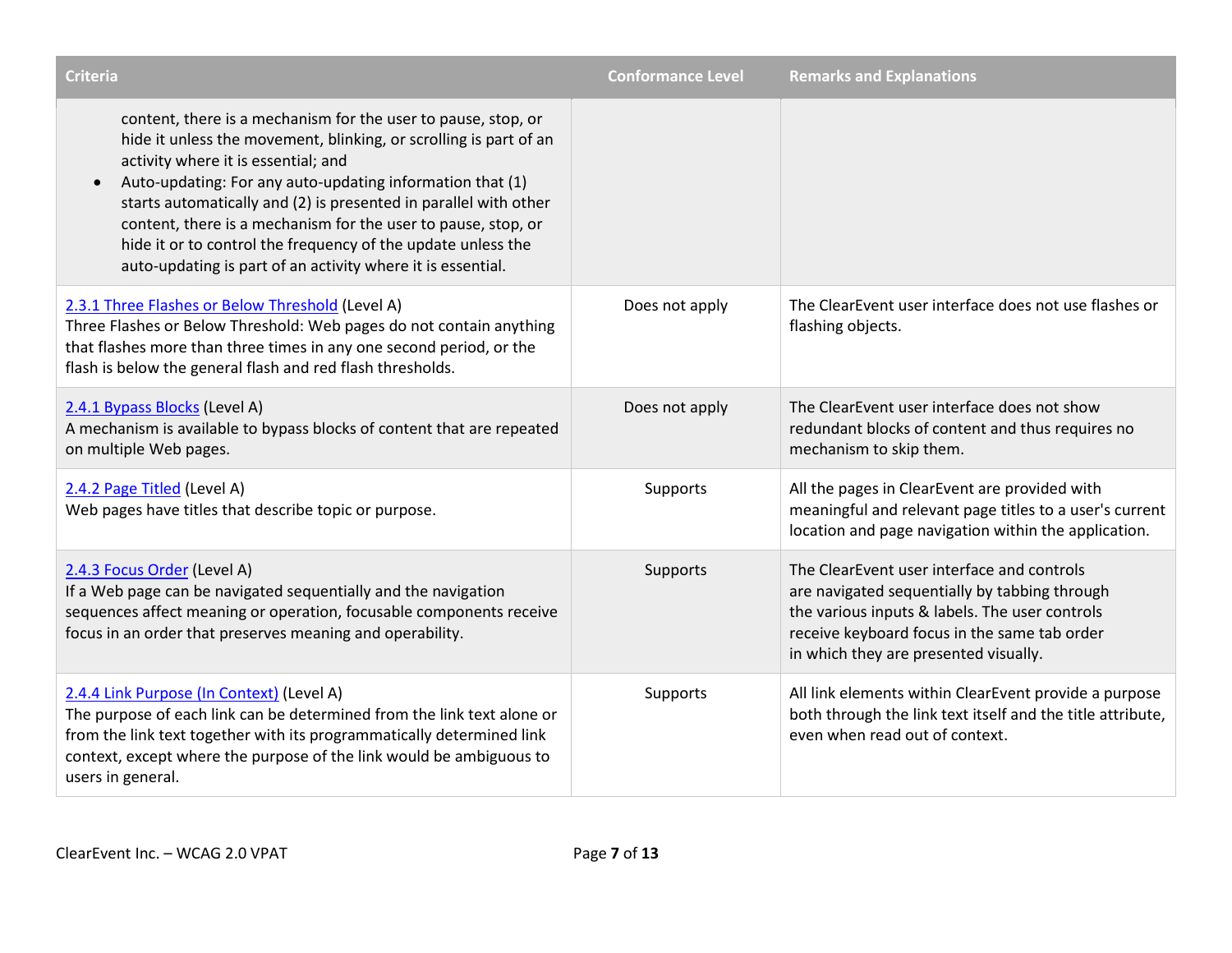| Criteria | Conformance Level | Remarks and Explanations |
| --- | --- | --- |
| content, there is a mechanism for the user to pause, stop, or hide it unless the movement, blinking, or scrolling is part of an activity where it is essential; and<br>• Auto-updating: For any auto-updating information that (1) starts automatically and (2) is presented in parallel with other content, there is a mechanism for the user to pause, stop, or hide it or to control the frequency of the update unless the auto-updating is part of an activity where it is essential. | | |
| [2.3.1 Three Flashes or Below Threshold]() (Level A)<br>Three Flashes or Below Threshold: Web pages do not contain anything that flashes more than three times in any one second period, or the flash is below the general flash and red flash thresholds. | Does not apply | The ClearEvent user interface does not use flashes or flashing objects. |
| [2.4.1 Bypass Blocks]() (Level A)<br>A mechanism is available to bypass blocks of content that are repeated on multiple Web pages. | Does not apply | The ClearEvent user interface does not show redundant blocks of content and thus requires no mechanism to skip them. |
| [2.4.2 Page Titled]() (Level A)<br>Web pages have titles that describe topic or purpose. | Supports | All the pages in ClearEvent are provided with meaningful and relevant page titles to a user's current location and page navigation within the application. |
| [2.4.3 Focus Order]() (Level A)<br>If a Web page can be navigated sequentially and the navigation sequences affect meaning or operation, focusable components receive focus in an order that preserves meaning and operability. | Supports | The ClearEvent user interface and controls are navigated sequentially by tabbing through the various inputs & labels. The user controls receive keyboard focus in the same tab order in which they are presented visually. |
| [2.4.4 Link Purpose (In Context)]() (Level A)<br>The purpose of each link can be determined from the link text alone or from the link text together with its programmatically determined link context, except where the purpose of the link would be ambiguous to users in general. | Supports | All link elements within ClearEvent provide a purpose both through the link text itself and the title attribute, even when read out of context. |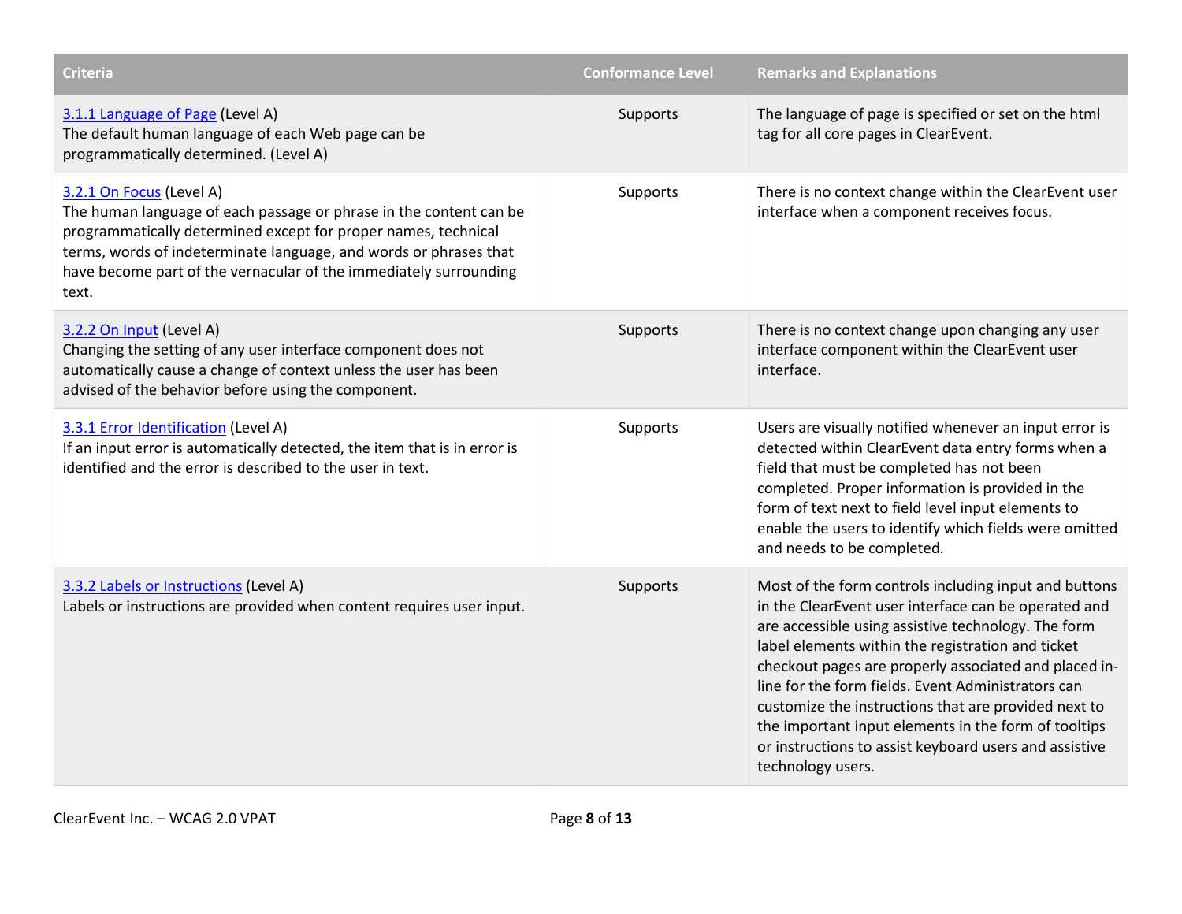| Criteria | Conformance Level | Remarks and Explanations |
|---|---|---|
| [3.1.1 Language of Page](#) (Level A) The default human language of each Web page can be programmatically determined. (Level A) | Supports | The language of page is specified or set on the html tag for all core pages in ClearEvent. |
| [3.2.1 On Focus](#) (Level A) The human language of each passage or phrase in the content can be programmatically determined except for proper names, technical terms, words of indeterminate language, and words or phrases that have become part of the vernacular of the immediately surrounding text. | Supports | There is no context change within the ClearEvent user interface when a component receives focus. |
| [3.2.2 On Input](#) (Level A) Changing the setting of any user interface component does not automatically cause a change of context unless the user has been advised of the behavior before using the component. | Supports | There is no context change upon changing any user interface component within the ClearEvent user interface. |
| [3.3.1 Error Identification](#) (Level A) If an input error is automatically detected, the item that is in error is identified and the error is described to the user in text. | Supports | Users are visually notified whenever an input error is detected within ClearEvent data entry forms when a field that must be completed has not been completed. Proper information is provided in the form of text next to field level input elements to enable the users to identify which fields were omitted and needs to be completed. |
| [3.3.2 Labels or Instructions](#) (Level A) Labels or instructions are provided when content requires user input. | Supports | Most of the form controls including input and buttons in the ClearEvent user interface can be operated and are accessible using assistive technology. The form label elements within the registration and ticket checkout pages are properly associated and placed in-line for the form fields. Event Administrators can customize the instructions that are provided next to the important input elements in the form of tooltips or instructions to assist keyboard users and assistive technology users. |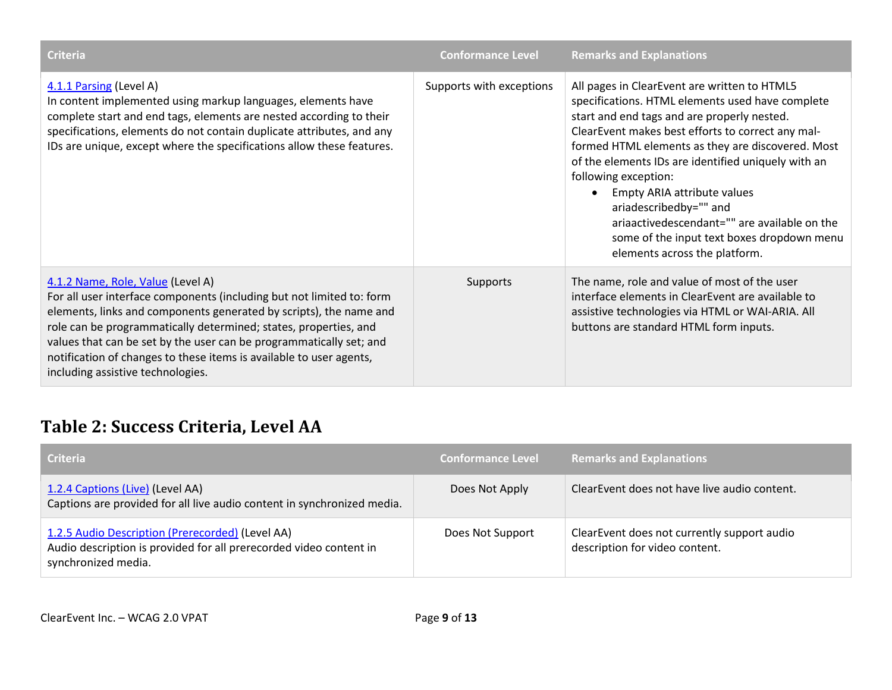| Criteria | Conformance Level | Remarks and Explanations |
|---|---|---|
| [4.1.1 Parsing](#) (Level A)<br>In content implemented using markup languages, elements have complete start and end tags, elements are nested according to their specifications, elements do not contain duplicate attributes, and any IDs are unique, except where the specifications allow these features. | Supports with exceptions | All pages in ClearEvent are written to HTML5 specifications. HTML elements used have complete start and end tags and are properly nested. ClearEvent makes best efforts to correct any mal-formed HTML elements as they are discovered. Most of the elements IDs are identified uniquely with an following exception:<br>• Empty ARIA attribute values ariadescribedby="" and ariaactivedescendant="" are available on the some of the input text boxes dropdown menu elements across the platform. |
| [4.1.2 Name, Role, Value](#) (Level A)<br>For all user interface components (including but not limited to: form elements, links and components generated by scripts), the name and role can be programmatically determined; states, properties, and values that can be set by the user can be programmatically set; and notification of changes to these items is available to user agents, including assistive technologies. | Supports | The name, role and value of most of the user interface elements in ClearEvent are available to assistive technologies via HTML or WAI-ARIA. All buttons are standard HTML form inputs. |

## Table 2: Success Criteria, Level AA

| Criteria | Conformance Level | Remarks and Explanations |
|---|---|---|
| [1.2.4 Captions (Live)](#) (Level AA)<br>Captions are provided for all live audio content in synchronized media. | Does Not Apply | ClearEvent does not have live audio content. |
| [1.2.5 Audio Description (Prerecorded)](#) (Level AA)<br>Audio description is provided for all prerecorded video content in synchronized media. | Does Not Support | ClearEvent does not currently support audio description for video content. |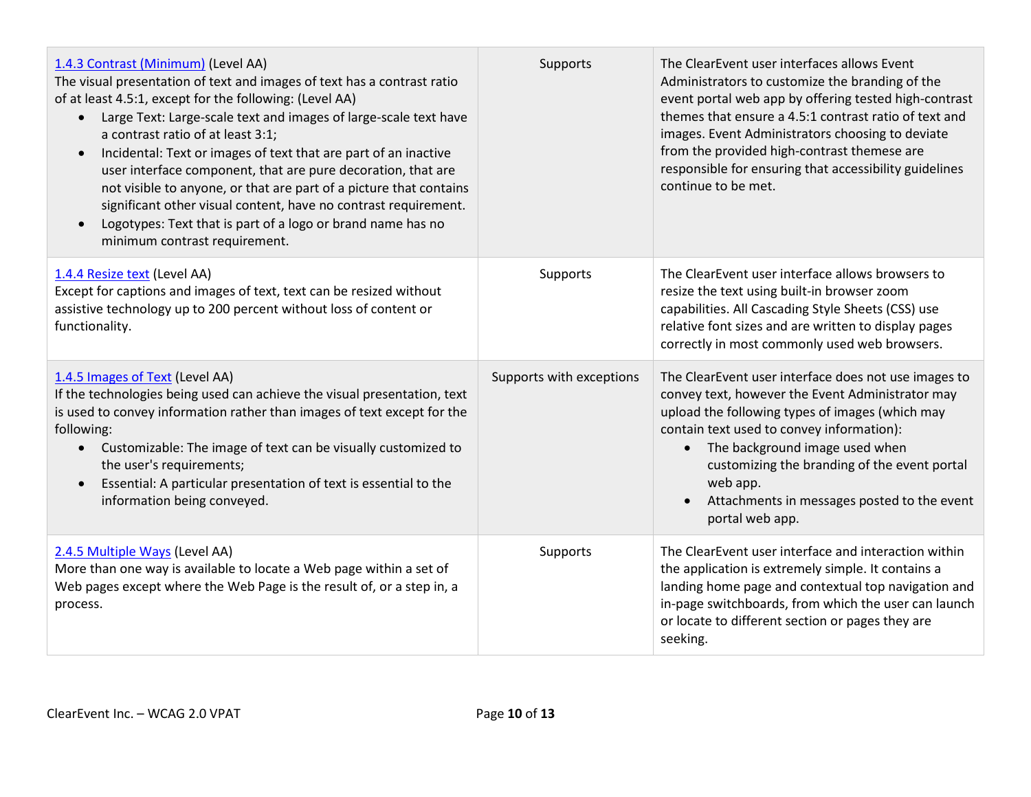| | | |
|---|---|---|
| [1.4.3 Contrast (Minimum)]() (Level AA)<br>The visual presentation of text and images of text has a contrast ratio of at least 4.5:1, except for the following: (Level AA)<br>• Large Text: Large-scale text and images of large-scale text have a contrast ratio of at least 3:1;<br>• Incidental: Text or images of text that are part of an inactive user interface component, that are pure decoration, that are not visible to anyone, or that are part of a picture that contains significant other visual content, have no contrast requirement.<br>• Logotypes: Text that is part of a logo or brand name has no minimum contrast requirement. | Supports | The ClearEvent user interfaces allows Event Administrators to customize the branding of the event portal web app by offering tested high-contrast themes that ensure a 4.5:1 contrast ratio of text and images. Event Administrators choosing to deviate from the provided high-contrast themese are responsible for ensuring that accessibility guidelines continue to be met. |
| [1.4.4 Resize text]() (Level AA)<br>Except for captions and images of text, text can be resized without assistive technology up to 200 percent without loss of content or functionality. | Supports | The ClearEvent user interface allows browsers to resize the text using built-in browser zoom capabilities. All Cascading Style Sheets (CSS) use relative font sizes and are written to display pages correctly in most commonly used web browsers. |
| [1.4.5 Images of Text]() (Level AA)<br>If the technologies being used can achieve the visual presentation, text is used to convey information rather than images of text except for the following:<br>• Customizable: The image of text can be visually customized to the user's requirements;<br>• Essential: A particular presentation of text is essential to the information being conveyed. | Supports with exceptions | The ClearEvent user interface does not use images to convey text, however the Event Administrator may upload the following types of images (which may contain text used to convey information):<br>• The background image used when customizing the branding of the event portal web app.<br>• Attachments in messages posted to the event portal web app. |
| [2.4.5 Multiple Ways]() (Level AA)<br>More than one way is available to locate a Web page within a set of Web pages except where the Web Page is the result of, or a step in, a process. | Supports | The ClearEvent user interface and interaction within the application is extremely simple. It contains a landing home page and contextual top navigation and in-page switchboards, from which the user can launch or locate to different section or pages they are seeking. |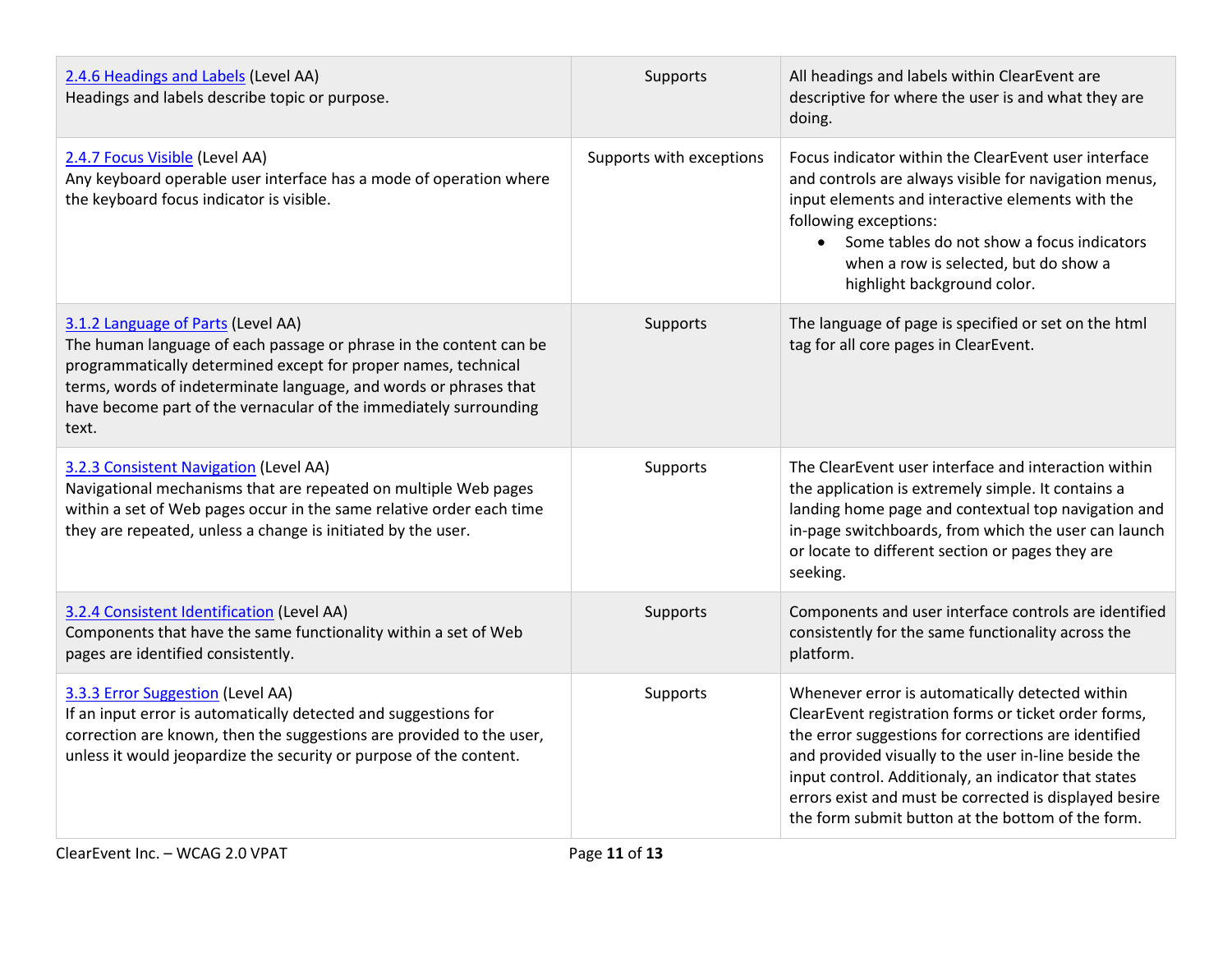| | | |
|---|---|---|
| [2.4.6 Headings and Labels](#) (Level AA)<br>Headings and labels describe topic or purpose. | Supports | All headings and labels within ClearEvent are descriptive for where the user is and what they are doing. |
| [2.4.7 Focus Visible](#) (Level AA)<br>Any keyboard operable user interface has a mode of operation where the keyboard focus indicator is visible. | Supports with exceptions | Focus indicator within the ClearEvent user interface and controls are always visible for navigation menus, input elements and interactive elements with the following exceptions:<br>• Some tables do not show a focus indicators when a row is selected, but do show a highlight background color. |
| [3.1.2 Language of Parts](#) (Level AA)<br>The human language of each passage or phrase in the content can be programmatically determined except for proper names, technical terms, words of indeterminate language, and words or phrases that have become part of the vernacular of the immediately surrounding text. | Supports | The language of page is specified or set on the html tag for all core pages in ClearEvent. |
| [3.2.3 Consistent Navigation](#) (Level AA)<br>Navigational mechanisms that are repeated on multiple Web pages within a set of Web pages occur in the same relative order each time they are repeated, unless a change is initiated by the user. | Supports | The ClearEvent user interface and interaction within the application is extremely simple. It contains a landing home page and contextual top navigation and in-page switchboards, from which the user can launch or locate to different section or pages they are seeking. |
| [3.2.4 Consistent Identification](#) (Level AA)<br>Components that have the same functionality within a set of Web pages are identified consistently. | Supports | Components and user interface controls are identified consistently for the same functionality across the platform. |
| [3.3.3 Error Suggestion](#) (Level AA)<br>If an input error is automatically detected and suggestions for correction are known, then the suggestions are provided to the user, unless it would jeopardize the security or purpose of the content. | Supports | Whenever error is automatically detected within ClearEvent registration forms or ticket order forms, the error suggestions for corrections are identified and provided visually to the user in-line beside the input control. Additionaly, an indicator that states errors exist and must be corrected is displayed besire the form submit button at the bottom of the form. |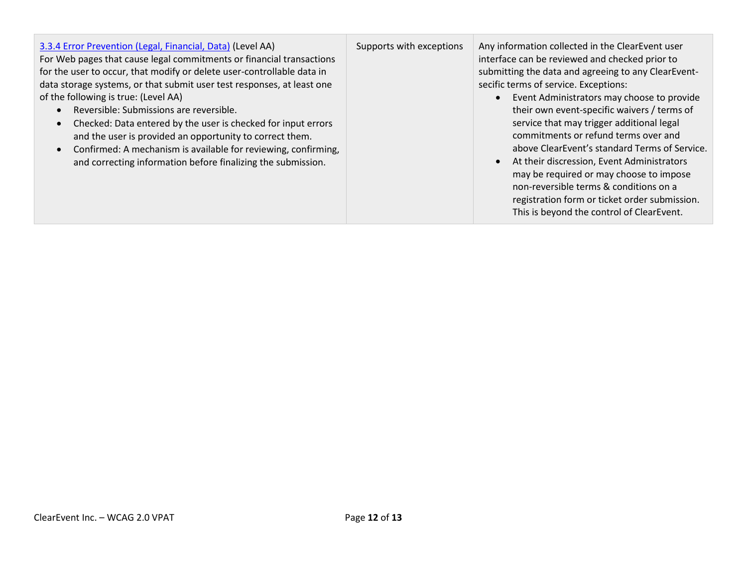| | | |
|---|---|---|
| [3.3.4 Error Prevention (Legal, Financial, Data)]() (Level AA)<br>For Web pages that cause legal commitments or financial transactions for the user to occur, that modify or delete user-controllable data in data storage systems, or that submit user test responses, at least one of the following is true: (Level AA)<br>• Reversible: Submissions are reversible.<br>• Checked: Data entered by the user is checked for input errors and the user is provided an opportunity to correct them.<br>• Confirmed: A mechanism is available for reviewing, confirming, and correcting information before finalizing the submission. | Supports with exceptions | Any information collected in the ClearEvent user interface can be reviewed and checked prior to submitting the data and agreeing to any ClearEvent-secific terms of service. Exceptions:<br>• Event Administrators may choose to provide their own event-specific waivers / terms of service that may trigger additional legal commitments or refund terms over and above ClearEvent's standard Terms of Service.<br>• At their discression, Event Administrators may be required or may choose to impose non-reversible terms & conditions on a registration form or ticket order submission. This is beyond the control of ClearEvent. |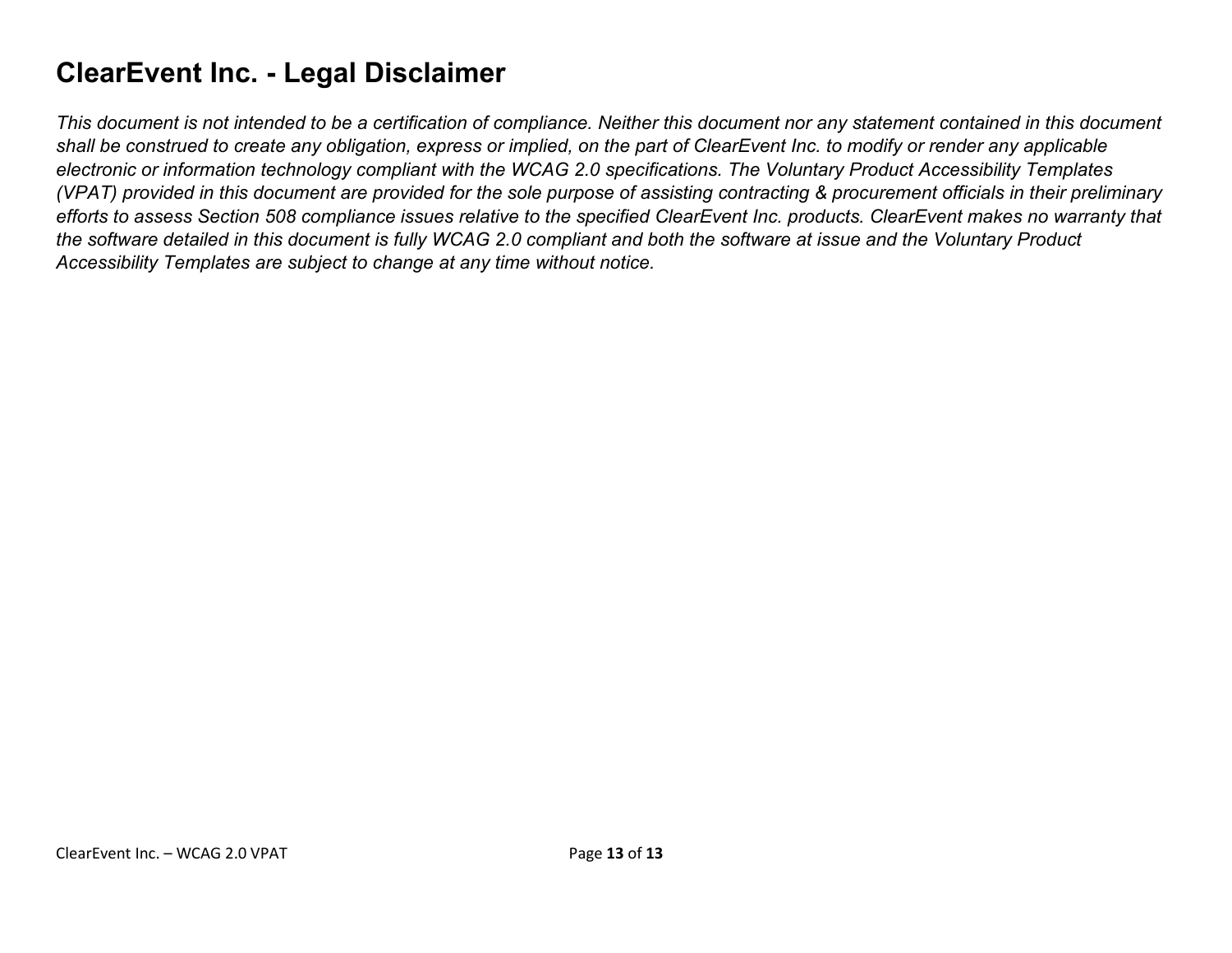# ClearEvent Inc. - Legal Disclaimer

*This document is not intended to be a certification of compliance. Neither this document nor any statement contained in this document shall be construed to create any obligation, express or implied, on the part of ClearEvent Inc. to modify or render any applicable electronic or information technology compliant with the WCAG 2.0 specifications. The Voluntary Product Accessibility Templates (VPAT) provided in this document are provided for the sole purpose of assisting contracting & procurement officials in their preliminary efforts to assess Section 508 compliance issues relative to the specified ClearEvent Inc. products. ClearEvent makes no warranty that the software detailed in this document is fully WCAG 2.0 compliant and both the software at issue and the Voluntary Product Accessibility Templates are subject to change at any time without notice.*